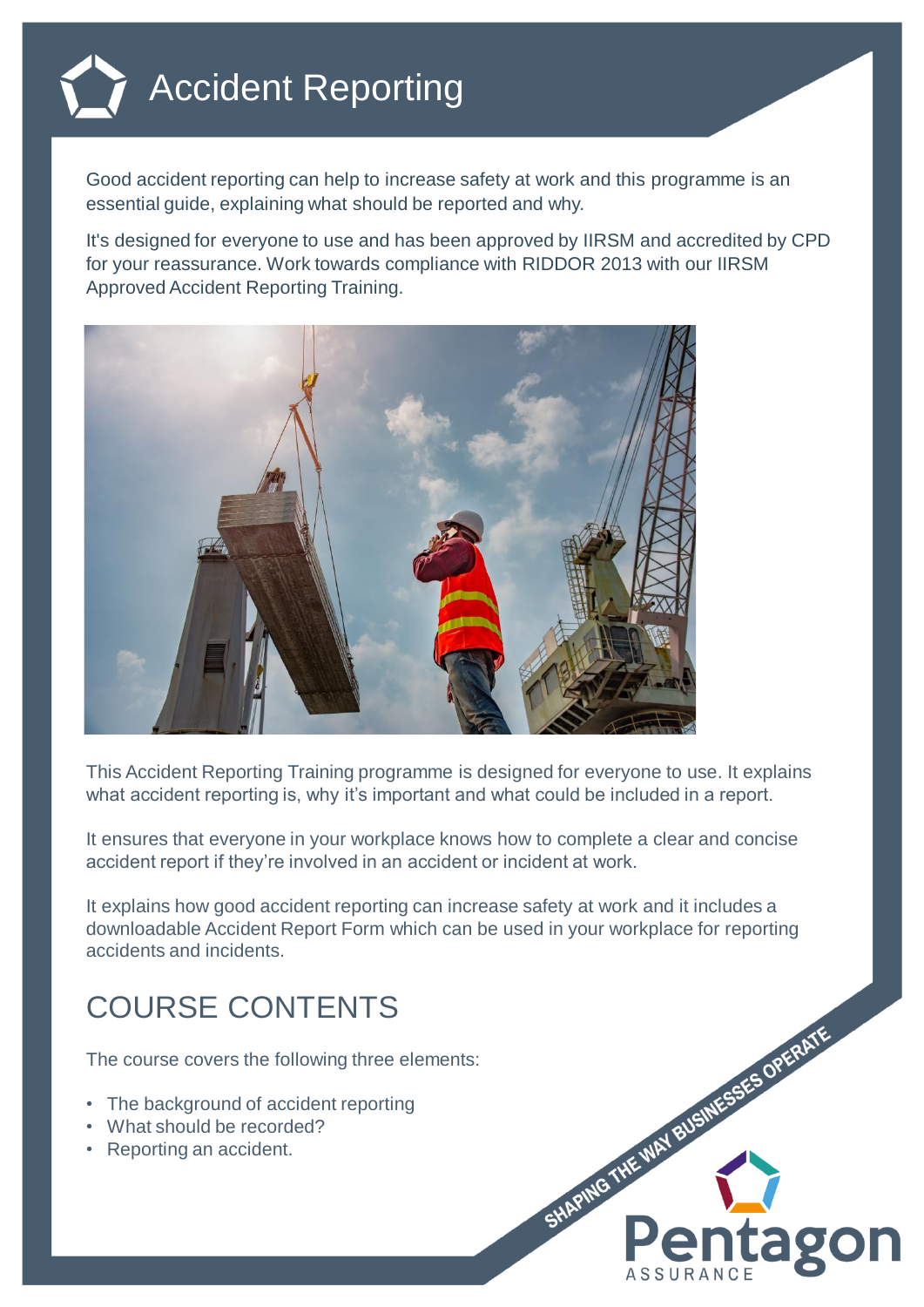# Accident Reporting

Good accident reporting can help to increase safety at work and this programme is an essential guide, explaining what should be reported and why.

It's designed for everyone to use and has been approved by IIRSM and accredited by CPD for your reassurance. Work towards compliance with RIDDOR 2013 with our IIRSM Approved Accident Reporting Training.

This Accident Reporting Training programme is designed for everyone to use. It explains what accident reporting is, why it's important and what could be included in a report.

It ensures that everyone in your workplace knows how to complete a clear and concise accident report if they're involved in an accident or incident at work.

It explains how good accident reporting can increase safety at work and it includes a downloadable Accident Report Form which can be used in your workplace for reporting accidents and incidents.

## COURSE CONTENTS

The course covers the following three elements:

- The background of accident reporting
- What should be recorded?
- Reporting an accident.

SHAPING THE WAY BUSINESSES OPERATE

Pentagon ASSURANCE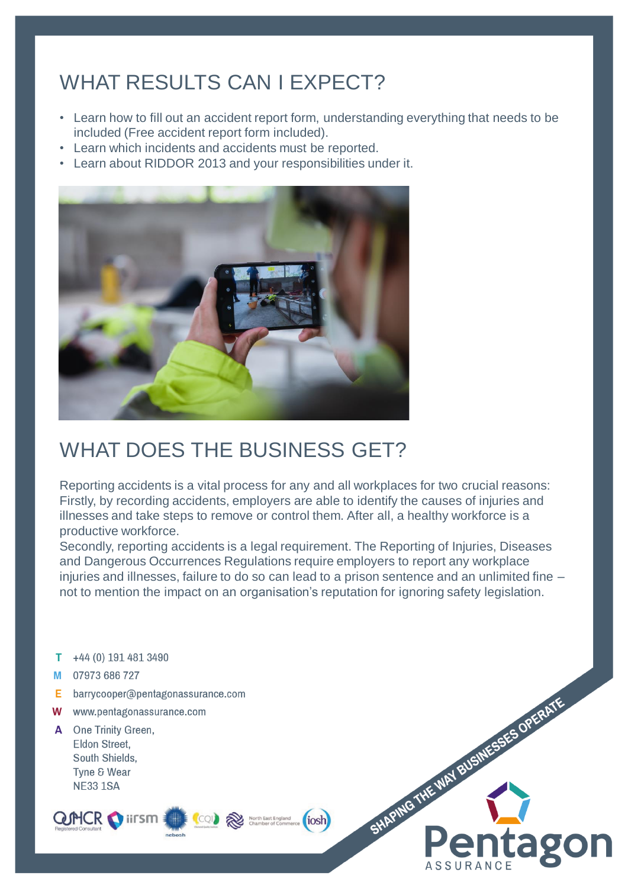# WHAT RESULTS CAN I EXPECT?

- Learn how to fill out an accident report form, understanding everything that needs to be included (Free accident report form included).
- Learn which incidents and accidents must be reported.
- Learn about RIDDOR 2013 and your responsibilities under it.

# WHAT DOES THE BUSINESS GET?

Reporting accidents is a vital process for any and all workplaces for two crucial reasons: Firstly, by recording accidents, employers are able to identify the causes of injuries and illnesses and take steps to remove or control them. After all, a healthy workforce is a productive workforce.
Secondly, reporting accidents is a legal requirement. The Reporting of Injuries, Diseases and Dangerous Occurrences Regulations require employers to report any workplace injuries and illnesses, failure to do so can lead to a prison sentence and an unlimited fine – not to mention the impact on an organisation's reputation for ignoring safety legislation.

**T** +44 (0) 191 481 3490
**M** 07973 686 727
**E** barrycooper@pentagonassurance.com
**W** www.pentagonassurance.com
**A** One Trinity Green,
Eldon Street,
South Shields,
Tyne & Wear
NE33 1SA

SHAPING THE WAY BUSINESSES OPERATE

Pentagon ASSURANCE